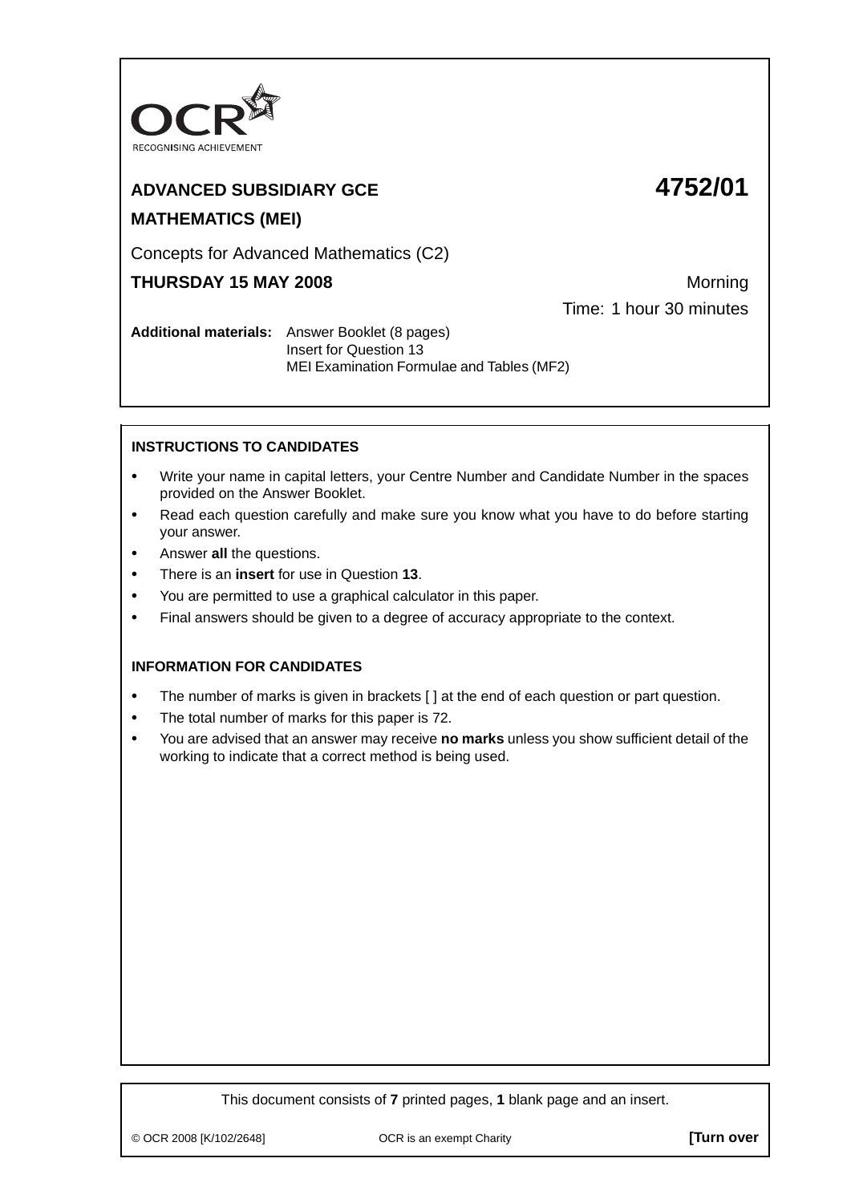OCR

RECOGNISING ACHIEVEMENT

**ADVANCED SUBSIDIARY GCE** **4752/01**

**MATHEMATICS (MEI)**

Concepts for Advanced Mathematics (C2)

**THURSDAY 15 MAY 2008** Morning

Time: 1 hour 30 minutes

**Additional materials:** Answer Booklet (8 pages)
Insert for Question 13
MEI Examination Formulae and Tables (MF2)

**INSTRUCTIONS TO CANDIDATES**

- Write your name in capital letters, your Centre Number and Candidate Number in the spaces provided on the Answer Booklet.
- Read each question carefully and make sure you know what you have to do before starting your answer.
- Answer **all** the questions.
- There is an **insert** for use in Question **13**.
- You are permitted to use a graphical calculator in this paper.
- Final answers should be given to a degree of accuracy appropriate to the context.

**INFORMATION FOR CANDIDATES**

- The number of marks is given in brackets [ ] at the end of each question or part question.
- The total number of marks for this paper is 72.
- You are advised that an answer may receive **no marks** unless you show sufficient detail of the working to indicate that a correct method is being used.

This document consists of **7** printed pages, **1** blank page and an insert.

© OCR 2008 [K/102/2648] OCR is an exempt Charity **[Turn over**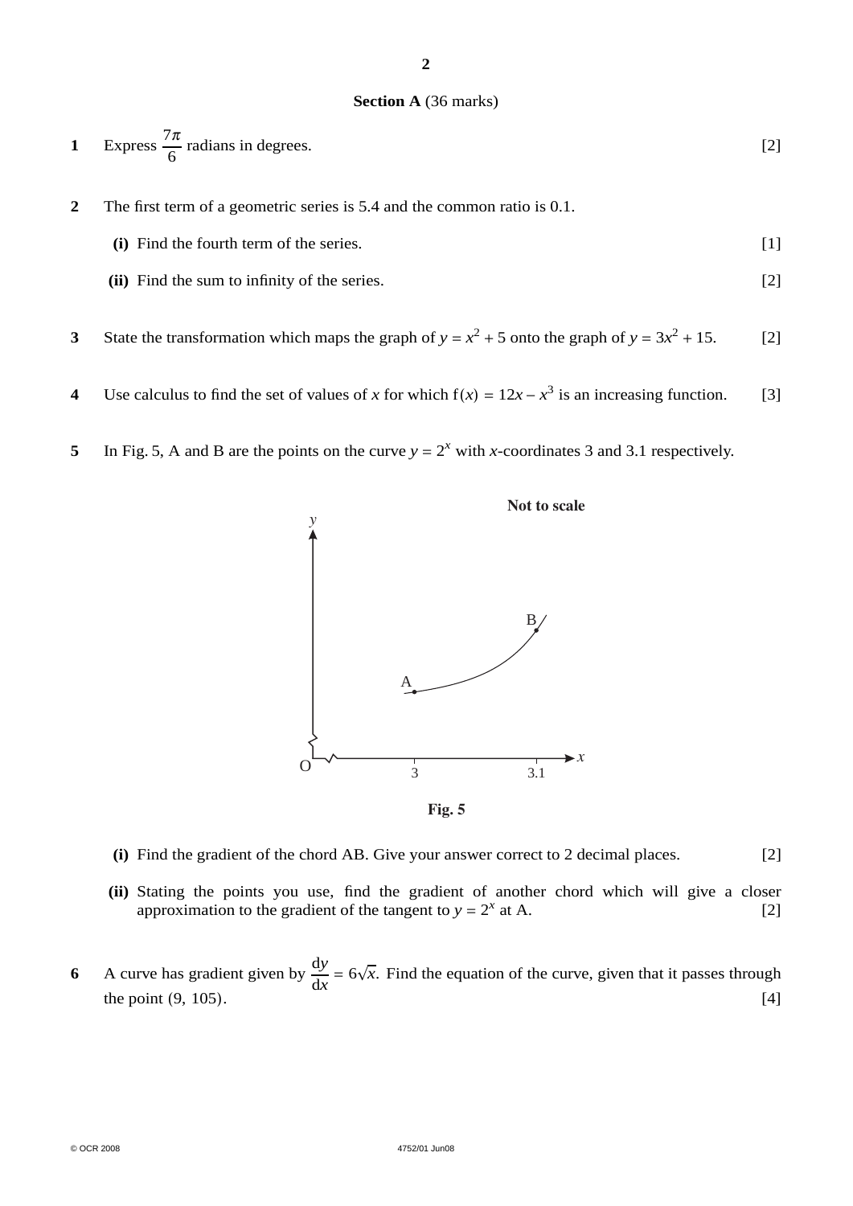**Section A** (36 marks)

**1** Express $\frac{7\pi}{6}$ radians in degrees. [2]

**2** The first term of a geometric series is 5.4 and the common ratio is 0.1.

**(i)** Find the fourth term of the series. [1]

**(ii)** Find the sum to infinity of the series. [2]

**3** State the transformation which maps the graph of $y = x^2 + 5$ onto the graph of $y = 3x^2 + 15$. [2]

**4** Use calculus to find the set of values of $x$ for which $f(x) = 12x - x^3$ is an increasing function. [3]

**5** In Fig. 5, A and B are the points on the curve $y = 2^x$ with $x$-coordinates 3 and 3.1 respectively.

**Fig. 5**

**(i)** Find the gradient of the chord AB. Give your answer correct to 2 decimal places. [2]

**(ii)** Stating the points you use, find the gradient of another chord which will give a closer approximation to the gradient of the tangent to $y = 2^x$ at A. [2]

**6** A curve has gradient given by $\frac{dy}{dx} = 6\sqrt{x}$. Find the equation of the curve, given that it passes through the point $(9, 105)$. [4]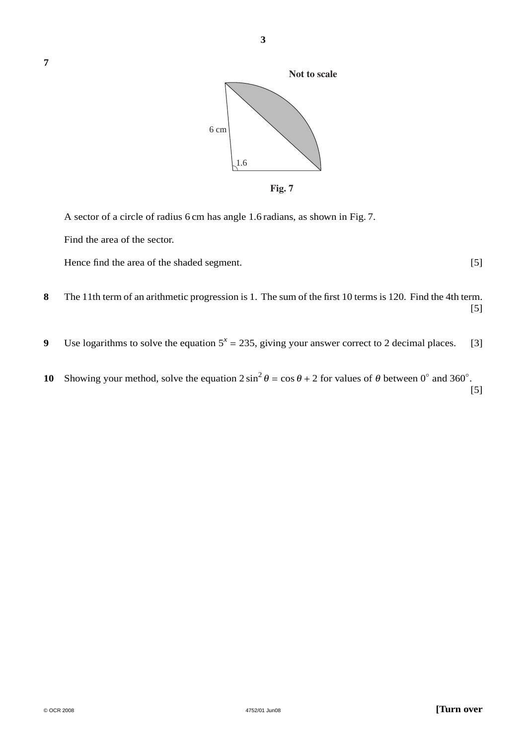**7**

**Not to scale**

6 cm

1.6

**Fig. 7**

A sector of a circle of radius 6 cm has angle 1.6 radians, as shown in Fig. 7.

Find the area of the sector.

Hence find the area of the shaded segment. [5]

**8** The 11th term of an arithmetic progression is 1. The sum of the first 10 terms is 120. Find the 4th term. [5]

**9** Use logarithms to solve the equation $5^x = 235$, giving your answer correct to 2 decimal places. [3]

**10** Showing your method, solve the equation $2\sin^2\theta = \cos\theta + 2$ for values of $\theta$ between $0°$ and $360°$. [5]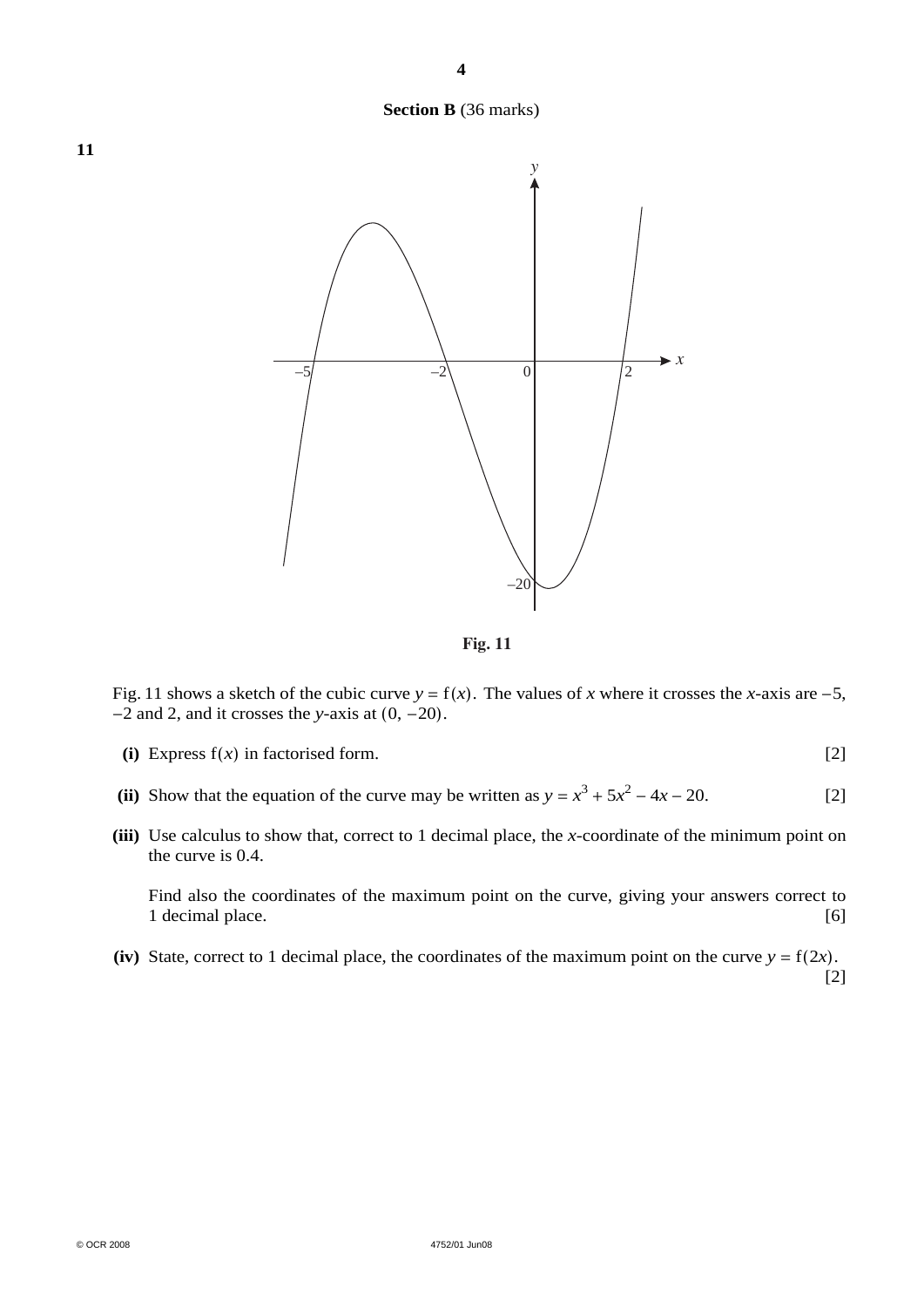## Section B (36 marks)

**11**

Fig. 11

Fig. 11 shows a sketch of the cubic curve $y = \mathrm{f}(x)$. The values of $x$ where it crosses the $x$-axis are $-5$, $-2$ and 2, and it crosses the $y$-axis at $(0, -20)$.

**(i)** Express $\mathrm{f}(x)$ in factorised form. [2]

**(ii)** Show that the equation of the curve may be written as $y = x^3 + 5x^2 - 4x - 20$. [2]

**(iii)** Use calculus to show that, correct to 1 decimal place, the $x$-coordinate of the minimum point on the curve is 0.4.

Find also the coordinates of the maximum point on the curve, giving your answers correct to 1 decimal place. [6]

**(iv)** State, correct to 1 decimal place, the coordinates of the maximum point on the curve $y = \mathrm{f}(2x)$. [2]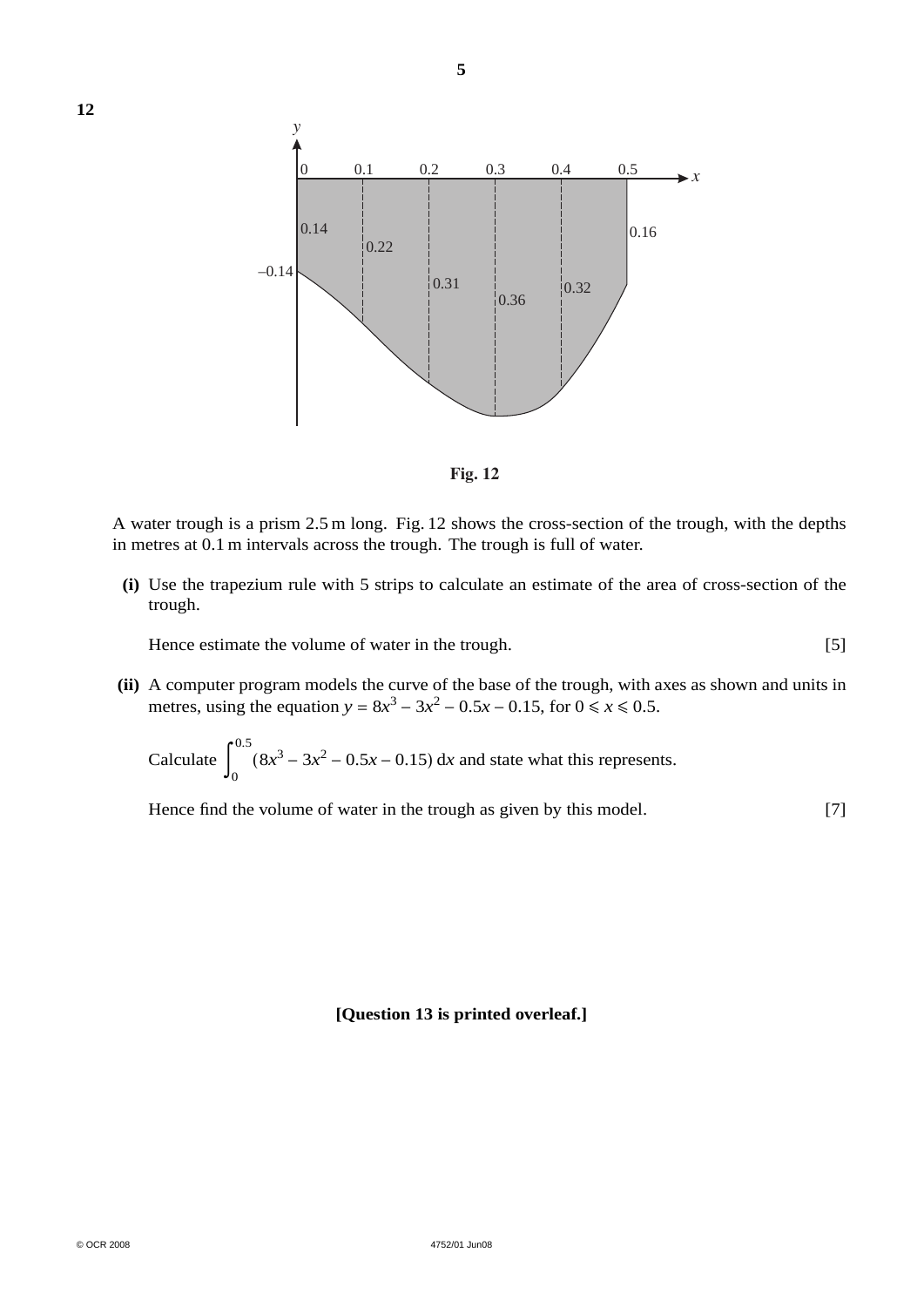**12**

**Fig. 12**

A water trough is a prism 2.5 m long. Fig. 12 shows the cross-section of the trough, with the depths in metres at 0.1 m intervals across the trough. The trough is full of water.

**(i)** Use the trapezium rule with 5 strips to calculate an estimate of the area of cross-section of the trough.

Hence estimate the volume of water in the trough. [5]

**(ii)** A computer program models the curve of the base of the trough, with axes as shown and units in metres, using the equation $y = 8x^3 - 3x^2 - 0.5x - 0.15$, for $0 \leqslant x \leqslant 0.5$.

Calculate $\int_0^{0.5} (8x^3 - 3x^2 - 0.5x - 0.15)\, dx$ and state what this represents.

Hence find the volume of water in the trough as given by this model. [7]

**[Question 13 is printed overleaf.]**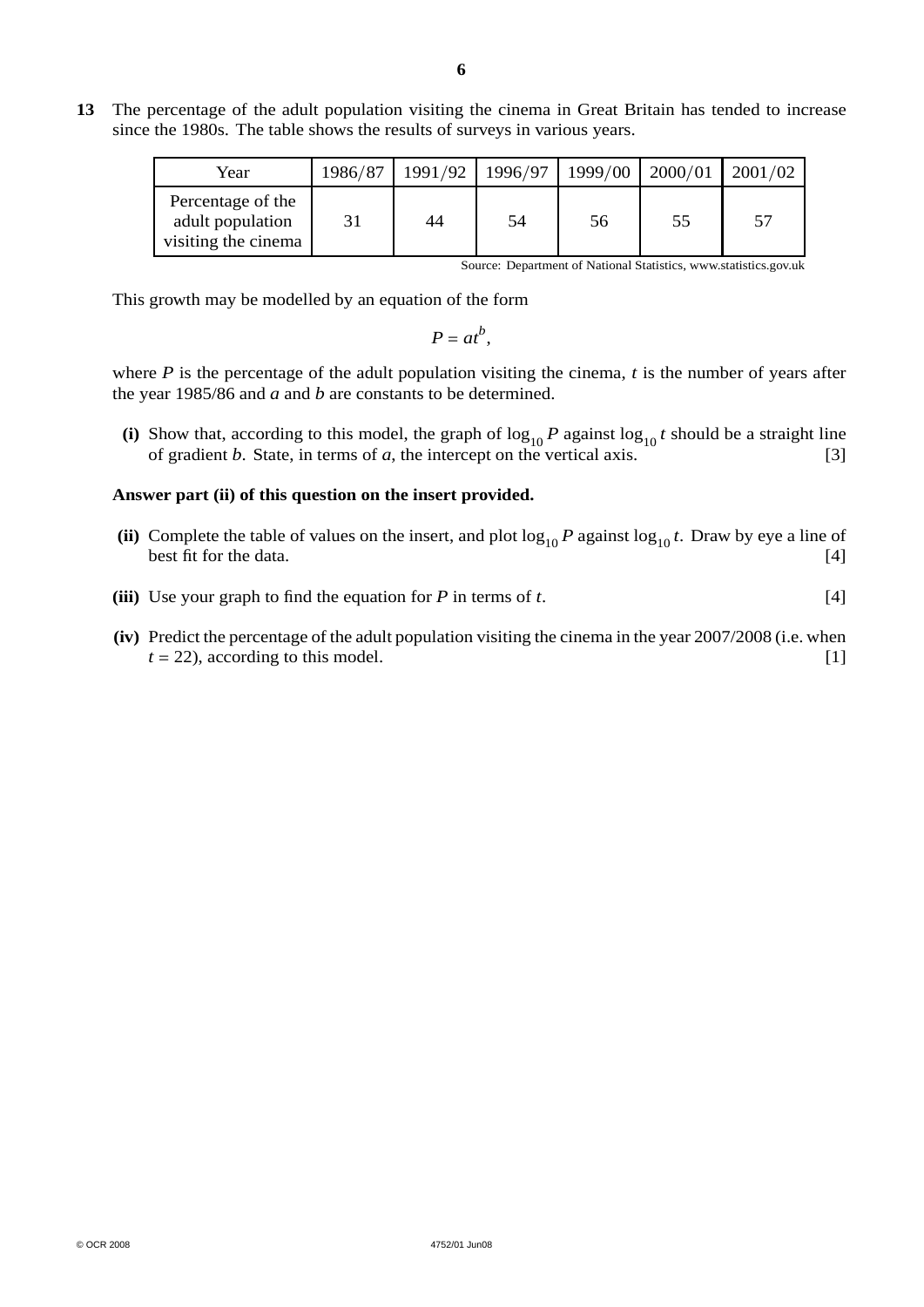**13** The percentage of the adult population visiting the cinema in Great Britain has tended to increase since the 1980s. The table shows the results of surveys in various years.

| Year | 1986/87 | 1991/92 | 1996/97 | 1999/00 | 2000/01 | 2001/02 |
|---|---|---|---|---|---|---|
| Percentage of the adult population visiting the cinema | 31 | 44 | 54 | 56 | 55 | 57 |

Source: Department of National Statistics, www.statistics.gov.uk

This growth may be modelled by an equation of the form

$$P = at^b,$$

where $P$ is the percentage of the adult population visiting the cinema, $t$ is the number of years after the year 1985/86 and $a$ and $b$ are constants to be determined.

**(i)** Show that, according to this model, the graph of $\log_{10} P$ against $\log_{10} t$ should be a straight line of gradient $b$. State, in terms of $a$, the intercept on the vertical axis. [3]

**Answer part (ii) of this question on the insert provided.**

**(ii)** Complete the table of values on the insert, and plot $\log_{10} P$ against $\log_{10} t$. Draw by eye a line of best fit for the data. [4]

**(iii)** Use your graph to find the equation for $P$ in terms of $t$. [4]

**(iv)** Predict the percentage of the adult population visiting the cinema in the year 2007/2008 (i.e. when $t = 22$), according to this model. [1]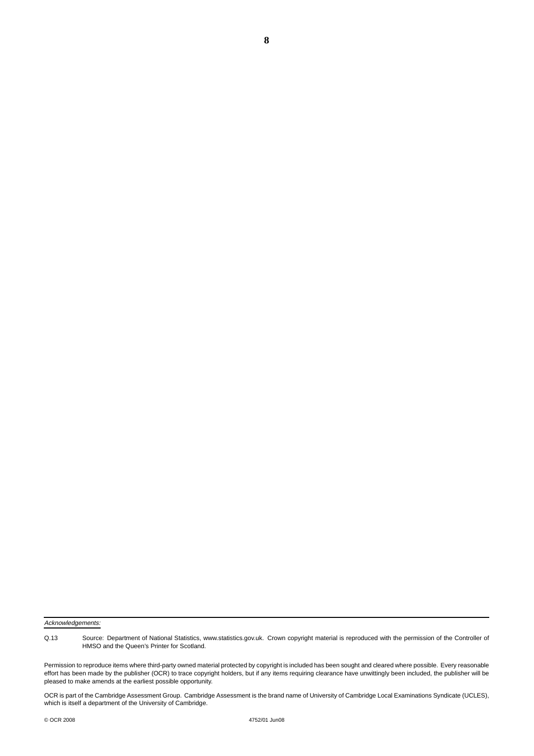*Acknowledgements:*

Q.13 Source: Department of National Statistics, www.statistics.gov.uk. Crown copyright material is reproduced with the permission of the Controller of HMSO and the Queen's Printer for Scotland.

Permission to reproduce items where third-party owned material protected by copyright is included has been sought and cleared where possible. Every reasonable effort has been made by the publisher (OCR) to trace copyright holders, but if any items requiring clearance have unwittingly been included, the publisher will be pleased to make amends at the earliest possible opportunity.

OCR is part of the Cambridge Assessment Group. Cambridge Assessment is the brand name of University of Cambridge Local Examinations Syndicate (UCLES), which is itself a department of the University of Cambridge.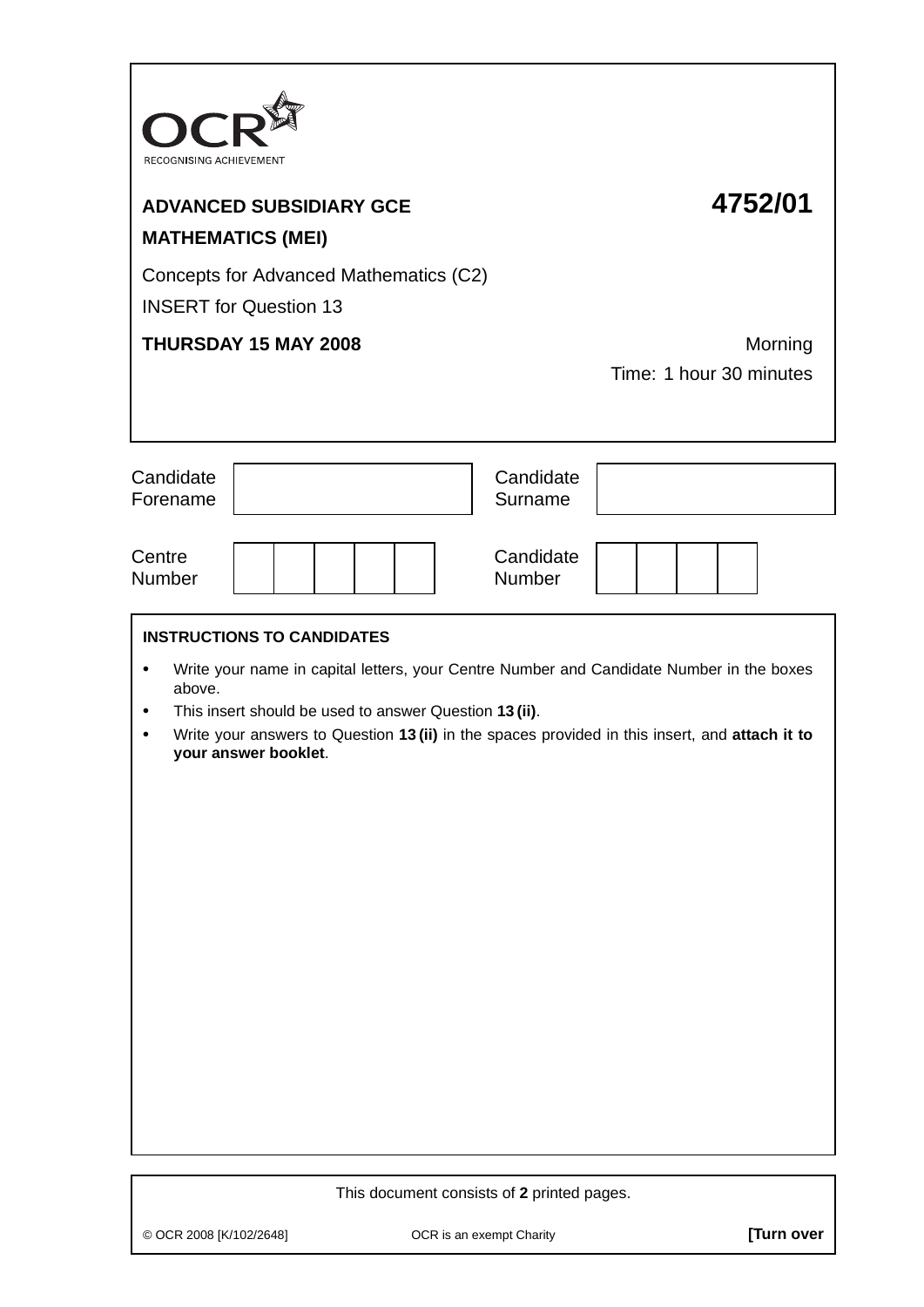OCR RECOGNISING ACHIEVEMENT

**ADVANCED SUBSIDIARY GCE** **4752/01**

**MATHEMATICS (MEI)**

Concepts for Advanced Mathematics (C2)

INSERT for Question 13

**THURSDAY 15 MAY 2008** Morning

Time: 1 hour 30 minutes

| Candidate Forename | | Candidate Surname | |
|---|---|---|---|

| Centre Number | | | | | | Candidate Number | | | | |
|---|---|---|---|---|---|---|---|---|---|---|

**INSTRUCTIONS TO CANDIDATES**

- Write your name in capital letters, your Centre Number and Candidate Number in the boxes above.
- This insert should be used to answer Question **13 (ii)**.
- Write your answers to Question **13 (ii)** in the spaces provided in this insert, and **attach it to your answer booklet**.

This document consists of **2** printed pages.

© OCR 2008 [K/102/2648] OCR is an exempt Charity **[Turn over**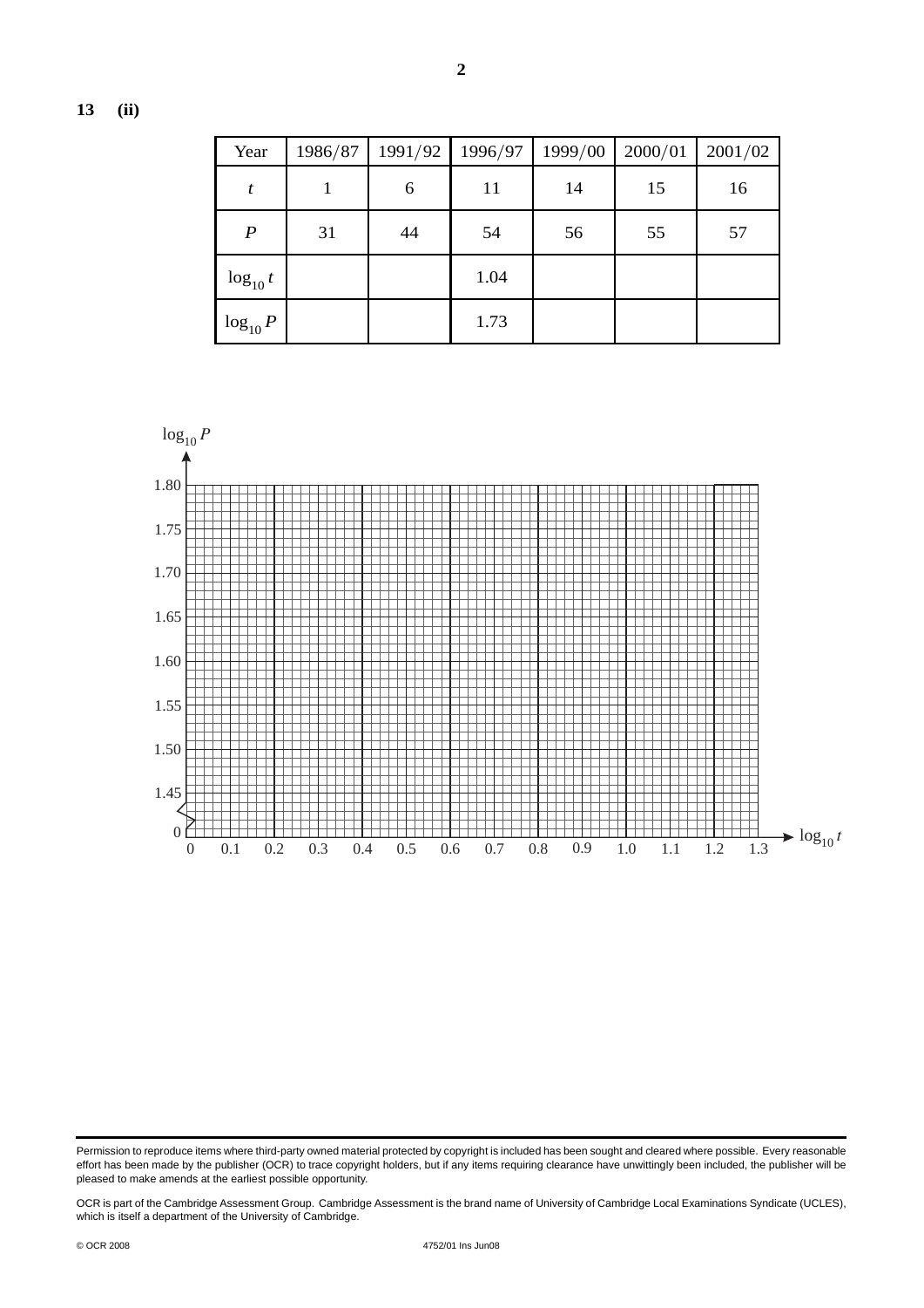**13 (ii)**

| Year | 1986/87 | 1991/92 | 1996/97 | 1999/00 | 2000/01 | 2001/02 |
|---|---|---|---|---|---|---|
| $t$ | 1 | 6 | 11 | 14 | 15 | 16 |
| $P$ | 31 | 44 | 54 | 56 | 55 | 57 |
| $\log_{10} t$ | | | 1.04 | | | |
| $\log_{10} P$ | | | 1.73 | | | |

$\log_{10} P$

1.80
1.75
1.70
1.65
1.60
1.55
1.50
1.45
0

0 0.1 0.2 0.3 0.4 0.5 0.6 0.7 0.8 0.9 1.0 1.1 1.2 1.3

$\log_{10} t$

Permission to reproduce items where third-party owned material protected by copyright is included has been sought and cleared where possible. Every reasonable effort has been made by the publisher (OCR) to trace copyright holders, but if any items requiring clearance have unwittingly been included, the publisher will be pleased to make amends at the earliest possible opportunity.

OCR is part of the Cambridge Assessment Group. Cambridge Assessment is the brand name of University of Cambridge Local Examinations Syndicate (UCLES), which is itself a department of the University of Cambridge.

© OCR 2008 4752/01 Ins Jun08